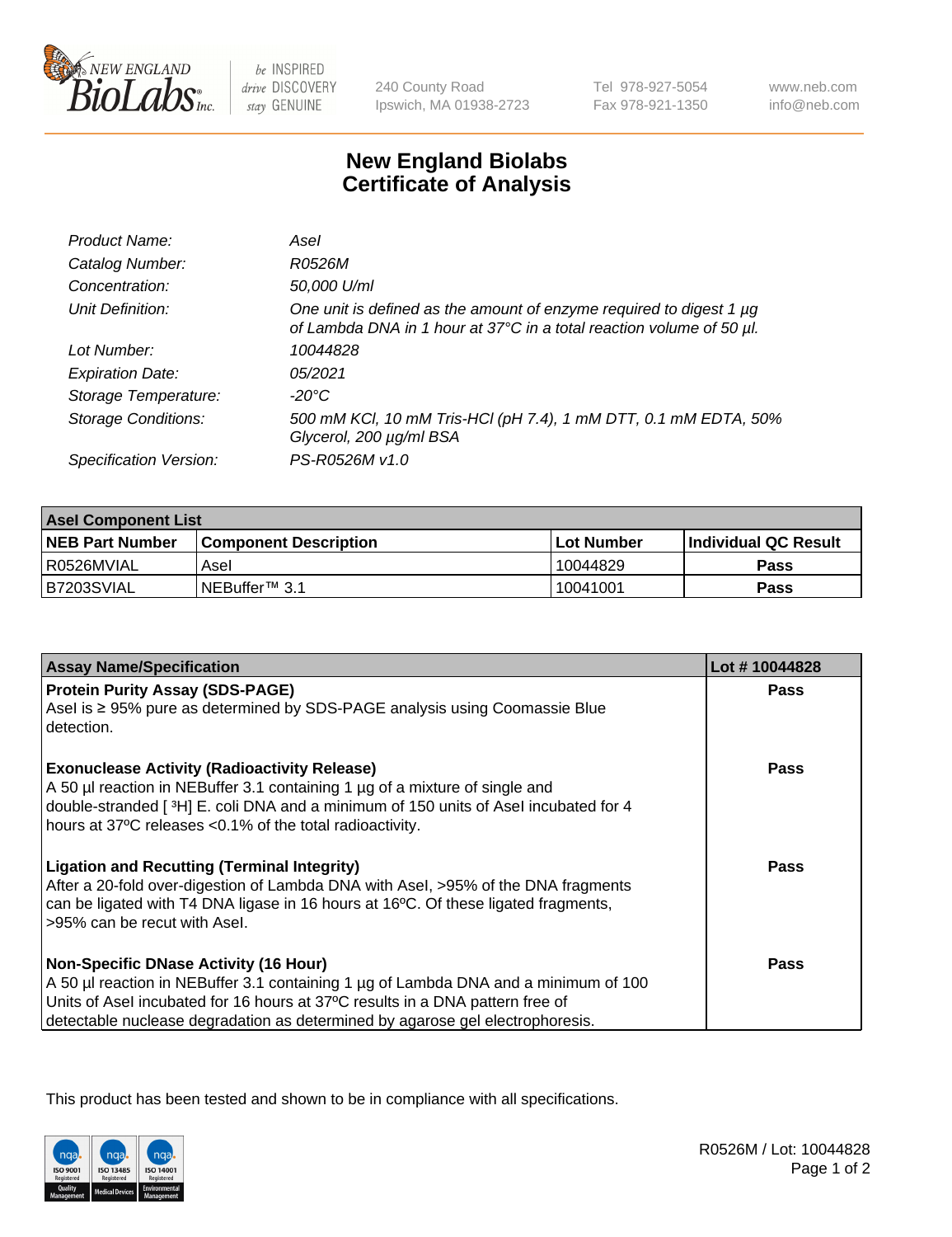# New England Biolabs Certificate of Analysis

| | |
|---|---|
| *Product Name:* | *AseI* |
| *Catalog Number:* | *R0526M* |
| *Concentration:* | *50,000 U/ml* |
| *Unit Definition:* | *One unit is defined as the amount of enzyme required to digest 1 µg of Lambda DNA in 1 hour at 37°C in a total reaction volume of 50 µl.* |
| *Lot Number:* | *10044828* |
| *Expiration Date:* | *05/2021* |
| *Storage Temperature:* | *-20°C* |
| *Storage Conditions:* | *500 mM KCl, 10 mM Tris-HCl (pH 7.4), 1 mM DTT, 0.1 mM EDTA, 50% Glycerol, 200 µg/ml BSA* |
| *Specification Version:* | *PS-R0526M v1.0* |

| **AseI Component List** | | | |
|---|---|---|---|
| **NEB Part Number** | **Component Description** | **Lot Number** | **Individual QC Result** |
| R0526MVIAL | AseI | 10044829 | **Pass** |
| B7203SVIAL | NEBuffer™ 3.1 | 10041001 | **Pass** |

| **Assay Name/Specification** | **Lot # 10044828** |
|---|---|
| **Protein Purity Assay (SDS-PAGE)**<br>AseI is ≥ 95% pure as determined by SDS-PAGE analysis using Coomassie Blue detection. | **Pass** |
| **Exonuclease Activity (Radioactivity Release)**<br>A 50 µl reaction in NEBuffer 3.1 containing 1 µg of a mixture of single and double-stranded [ $^3$H] E. coli DNA and a minimum of 150 units of AseI incubated for 4 hours at 37ºC releases <0.1% of the total radioactivity. | **Pass** |
| **Ligation and Recutting (Terminal Integrity)**<br>After a 20-fold over-digestion of Lambda DNA with AseI, >95% of the DNA fragments can be ligated with T4 DNA ligase in 16 hours at 16ºC. Of these ligated fragments, >95% can be recut with AseI. | **Pass** |
| **Non-Specific DNase Activity (16 Hour)**<br>A 50 µl reaction in NEBuffer 3.1 containing 1 µg of Lambda DNA and a minimum of 100 Units of AseI incubated for 16 hours at 37ºC results in a DNA pattern free of detectable nuclease degradation as determined by agarose gel electrophoresis. | **Pass** |

This product has been tested and shown to be in compliance with all specifications.

R0526M / Lot: 10044828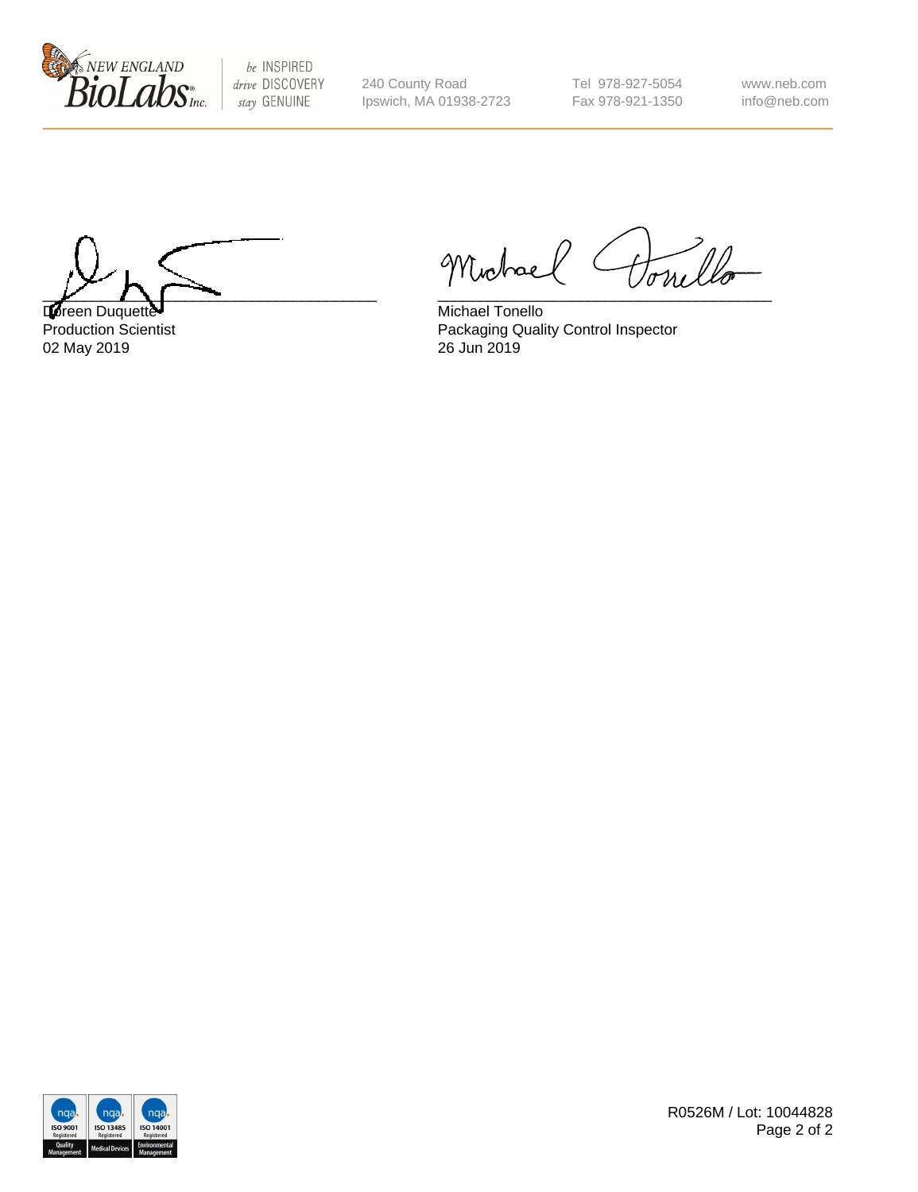Doreen Duquette
Production Scientist
02 May 2019

Michael Tonello
Packaging Quality Control Inspector
26 Jun 2019

R0526M / Lot: 10044828